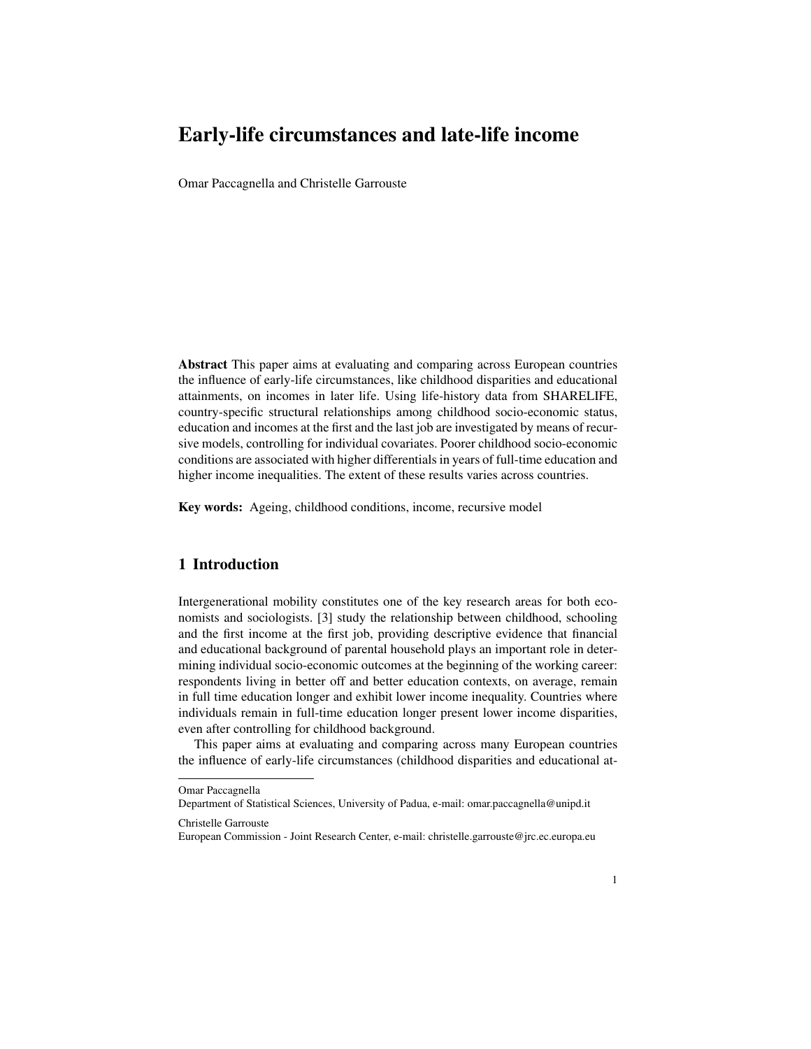# Early-life circumstances and late-life income

Omar Paccagnella and Christelle Garrouste

**Abstract** This paper aims at evaluating and comparing across European countries the influence of early-life circumstances, like childhood disparities and educational attainments, on incomes in later life. Using life-history data from SHARELIFE, country-specific structural relationships among childhood socio-economic status, education and incomes at the first and the last job are investigated by means of recursive models, controlling for individual covariates. Poorer childhood socio-economic conditions are associated with higher differentials in years of full-time education and higher income inequalities. The extent of these results varies across countries.

**Key words:** Ageing, childhood conditions, income, recursive model

## 1 Introduction

Intergenerational mobility constitutes one of the key research areas for both economists and sociologists. [3] study the relationship between childhood, schooling and the first income at the first job, providing descriptive evidence that financial and educational background of parental household plays an important role in determining individual socio-economic outcomes at the beginning of the working career: respondents living in better off and better education contexts, on average, remain in full time education longer and exhibit lower income inequality. Countries where individuals remain in full-time education longer present lower income disparities, even after controlling for childhood background.

This paper aims at evaluating and comparing across many European countries the influence of early-life circumstances (childhood disparities and educational at-

---

Omar Paccagnella
Department of Statistical Sciences, University of Padua, e-mail: omar.paccagnella@unipd.it

Christelle Garrouste
European Commission - Joint Research Center, e-mail: christelle.garrouste@jrc.ec.europa.eu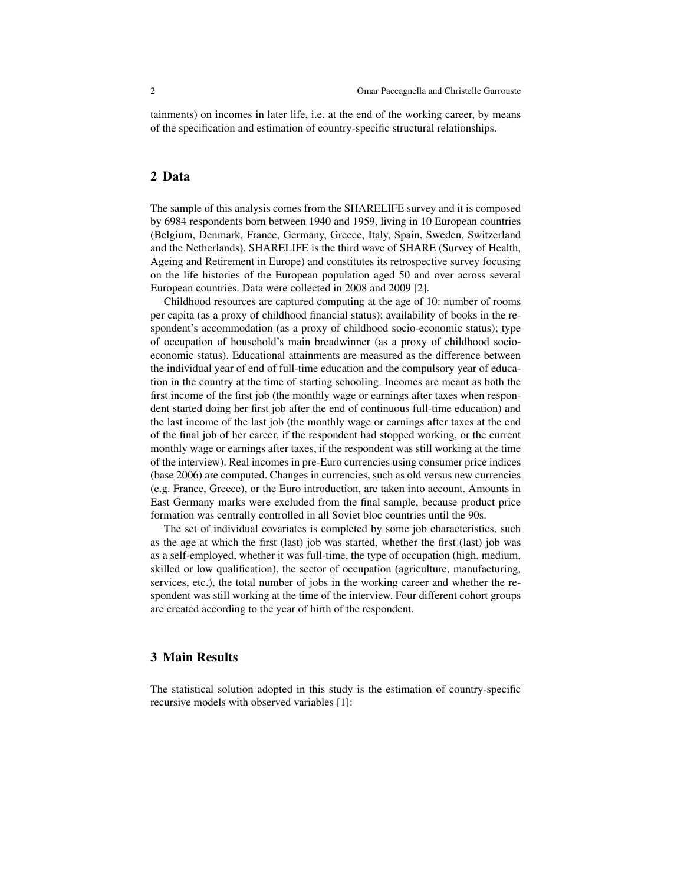tainments) on incomes in later life, i.e. at the end of the working career, by means of the specification and estimation of country-specific structural relationships.

## 2 Data

The sample of this analysis comes from the SHARELIFE survey and it is composed by 6984 respondents born between 1940 and 1959, living in 10 European countries (Belgium, Denmark, France, Germany, Greece, Italy, Spain, Sweden, Switzerland and the Netherlands). SHARELIFE is the third wave of SHARE (Survey of Health, Ageing and Retirement in Europe) and constitutes its retrospective survey focusing on the life histories of the European population aged 50 and over across several European countries. Data were collected in 2008 and 2009 [2].

Childhood resources are captured computing at the age of 10: number of rooms per capita (as a proxy of childhood financial status); availability of books in the respondent's accommodation (as a proxy of childhood socio-economic status); type of occupation of household's main breadwinner (as a proxy of childhood socio-economic status). Educational attainments are measured as the difference between the individual year of end of full-time education and the compulsory year of education in the country at the time of starting schooling. Incomes are meant as both the first income of the first job (the monthly wage or earnings after taxes when respondent started doing her first job after the end of continuous full-time education) and the last income of the last job (the monthly wage or earnings after taxes at the end of the final job of her career, if the respondent had stopped working, or the current monthly wage or earnings after taxes, if the respondent was still working at the time of the interview). Real incomes in pre-Euro currencies using consumer price indices (base 2006) are computed. Changes in currencies, such as old versus new currencies (e.g. France, Greece), or the Euro introduction, are taken into account. Amounts in East Germany marks were excluded from the final sample, because product price formation was centrally controlled in all Soviet bloc countries until the 90s.

The set of individual covariates is completed by some job characteristics, such as the age at which the first (last) job was started, whether the first (last) job was as a self-employed, whether it was full-time, the type of occupation (high, medium, skilled or low qualification), the sector of occupation (agriculture, manufacturing, services, etc.), the total number of jobs in the working career and whether the respondent was still working at the time of the interview. Four different cohort groups are created according to the year of birth of the respondent.

## 3 Main Results

The statistical solution adopted in this study is the estimation of country-specific recursive models with observed variables [1]: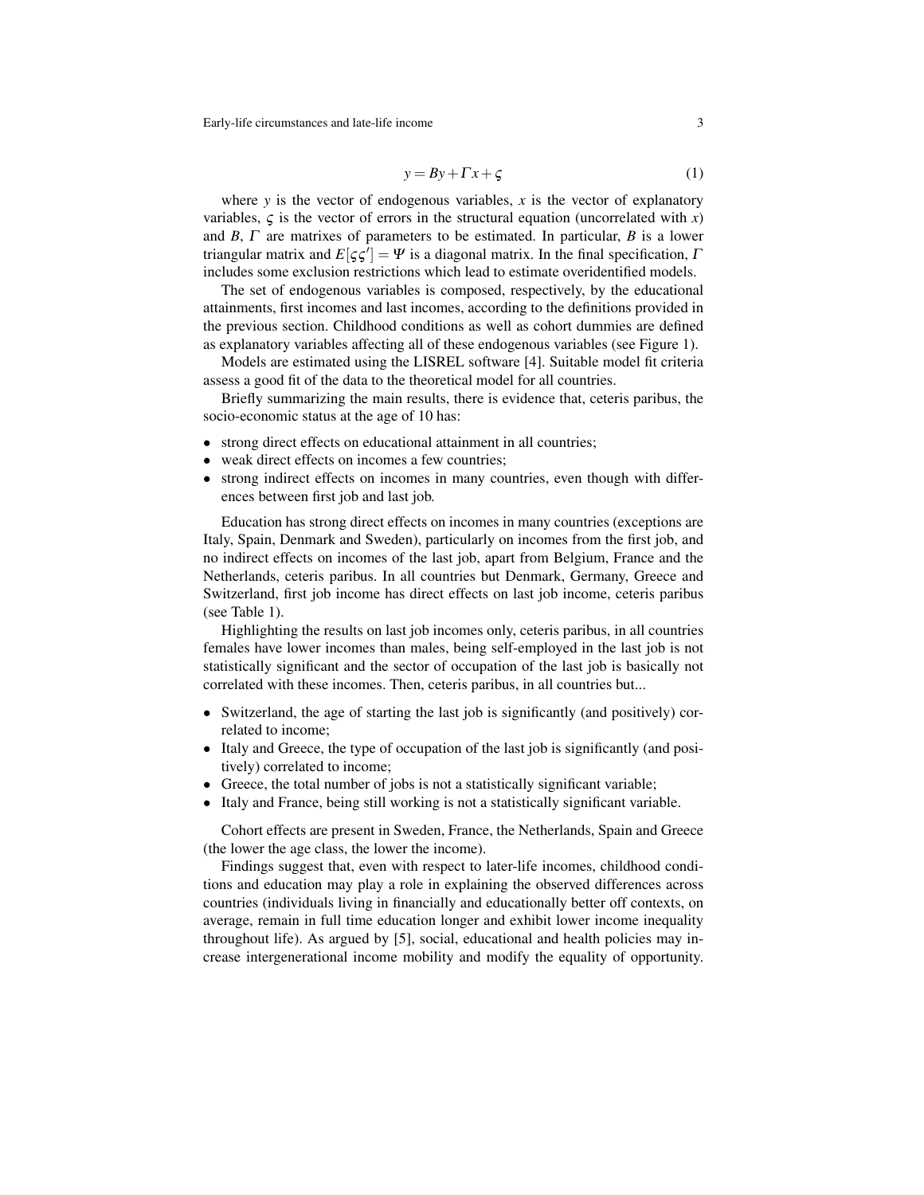$$y = By + \Gamma x + \varsigma \tag{1}$$

where $y$ is the vector of endogenous variables, $x$ is the vector of explanatory variables, $\varsigma$ is the vector of errors in the structural equation (uncorrelated with $x$) and $B$, $\Gamma$ are matrixes of parameters to be estimated. In particular, $B$ is a lower triangular matrix and $E[\varsigma\varsigma'] = \Psi$ is a diagonal matrix. In the final specification, $\Gamma$ includes some exclusion restrictions which lead to estimate overidentified models.

The set of endogenous variables is composed, respectively, by the educational attainments, first incomes and last incomes, according to the definitions provided in the previous section. Childhood conditions as well as cohort dummies are defined as explanatory variables affecting all of these endogenous variables (see Figure 1).

Models are estimated using the LISREL software [4]. Suitable model fit criteria assess a good fit of the data to the theoretical model for all countries.

Briefly summarizing the main results, there is evidence that, ceteris paribus, the socio-economic status at the age of 10 has:

- strong direct effects on educational attainment in all countries;
- weak direct effects on incomes a few countries;
- strong indirect effects on incomes in many countries, even though with differences between first job and last job.

Education has strong direct effects on incomes in many countries (exceptions are Italy, Spain, Denmark and Sweden), particularly on incomes from the first job, and no indirect effects on incomes of the last job, apart from Belgium, France and the Netherlands, ceteris paribus. In all countries but Denmark, Germany, Greece and Switzerland, first job income has direct effects on last job income, ceteris paribus (see Table 1).

Highlighting the results on last job incomes only, ceteris paribus, in all countries females have lower incomes than males, being self-employed in the last job is not statistically significant and the sector of occupation of the last job is basically not correlated with these incomes. Then, ceteris paribus, in all countries but...

- Switzerland, the age of starting the last job is significantly (and positively) correlated to income;
- Italy and Greece, the type of occupation of the last job is significantly (and positively) correlated to income;
- Greece, the total number of jobs is not a statistically significant variable;
- Italy and France, being still working is not a statistically significant variable.

Cohort effects are present in Sweden, France, the Netherlands, Spain and Greece (the lower the age class, the lower the income).

Findings suggest that, even with respect to later-life incomes, childhood conditions and education may play a role in explaining the observed differences across countries (individuals living in financially and educationally better off contexts, on average, remain in full time education longer and exhibit lower income inequality throughout life). As argued by [5], social, educational and health policies may increase intergenerational income mobility and modify the equality of opportunity.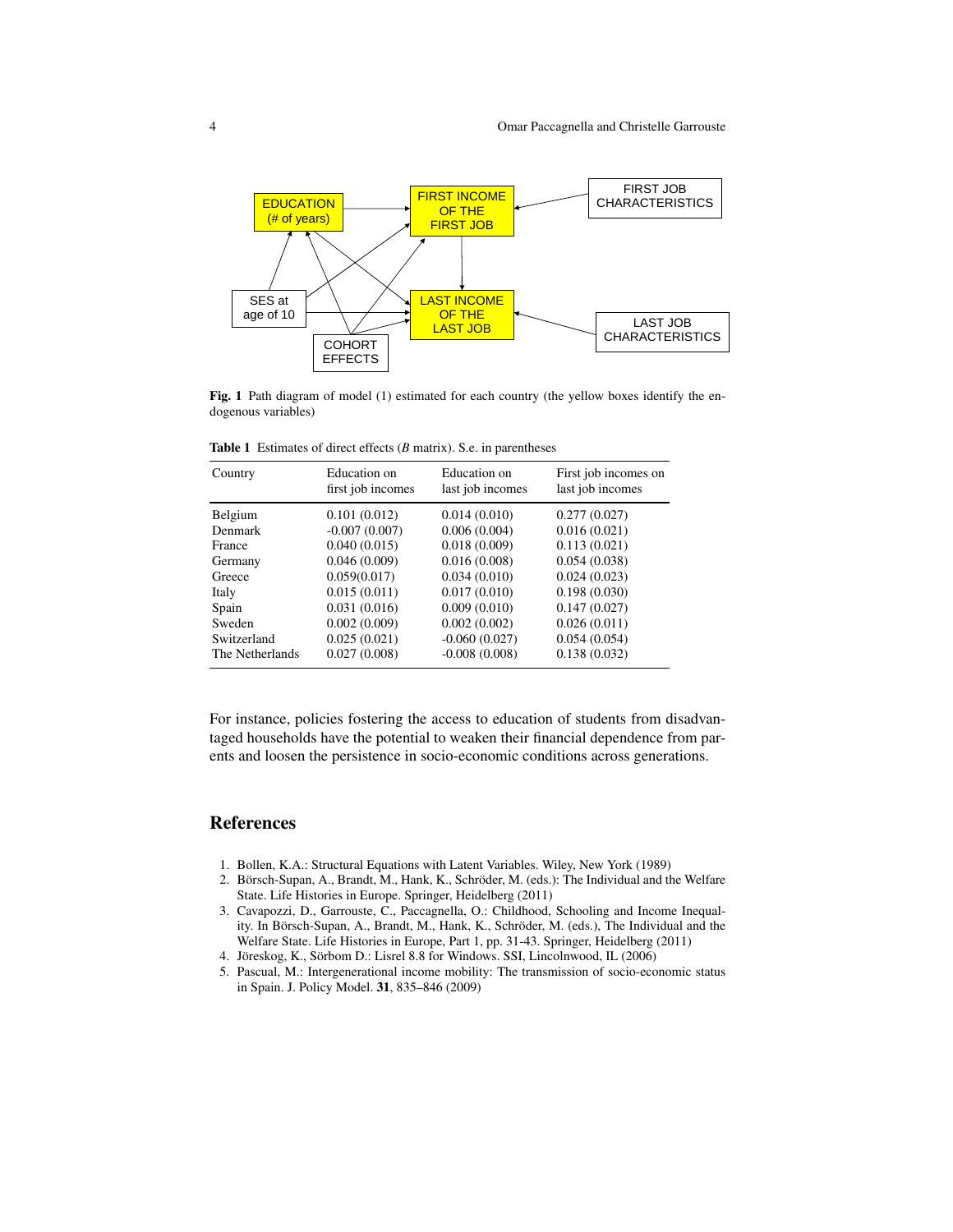EDUCATION (# of years)

FIRST INCOME OF THE FIRST JOB

FIRST JOB CHARACTERISTICS

SES at age of 10

LAST INCOME OF THE LAST JOB

LAST JOB CHARACTERISTICS

COHORT EFFECTS

**Fig. 1** Path diagram of model (1) estimated for each country (the yellow boxes identify the endogenous variables)

**Table 1** Estimates of direct effects (*B* matrix). S.e. in parentheses

| Country | Education on first job incomes | Education on last job incomes | First job incomes on last job incomes |
|---|---|---|---|
| Belgium | 0.101 (0.012) | 0.014 (0.010) | 0.277 (0.027) |
| Denmark | -0.007 (0.007) | 0.006 (0.004) | 0.016 (0.021) |
| France | 0.040 (0.015) | 0.018 (0.009) | 0.113 (0.021) |
| Germany | 0.046 (0.009) | 0.016 (0.008) | 0.054 (0.038) |
| Greece | 0.059(0.017) | 0.034 (0.010) | 0.024 (0.023) |
| Italy | 0.015 (0.011) | 0.017 (0.010) | 0.198 (0.030) |
| Spain | 0.031 (0.016) | 0.009 (0.010) | 0.147 (0.027) |
| Sweden | 0.002 (0.009) | 0.002 (0.002) | 0.026 (0.011) |
| Switzerland | 0.025 (0.021) | -0.060 (0.027) | 0.054 (0.054) |
| The Netherlands | 0.027 (0.008) | -0.008 (0.008) | 0.138 (0.032) |

For instance, policies fostering the access to education of students from disadvantaged households have the potential to weaken their financial dependence from parents and loosen the persistence in socio-economic conditions across generations.

## References

1. Bollen, K.A.: Structural Equations with Latent Variables. Wiley, New York (1989)
2. Börsch-Supan, A., Brandt, M., Hank, K., Schröder, M. (eds.): The Individual and the Welfare State. Life Histories in Europe. Springer, Heidelberg (2011)
3. Cavapozzi, D., Garrouste, C., Paccagnella, O.: Childhood, Schooling and Income Inequality. In Börsch-Supan, A., Brandt, M., Hank, K., Schröder, M. (eds.), The Individual and the Welfare State. Life Histories in Europe, Part 1, pp. 31-43. Springer, Heidelberg (2011)
4. Jöreskog, K., Sörbom D.: Lisrel 8.8 for Windows. SSI, Lincolnwood, IL (2006)
5. Pascual, M.: Intergenerational income mobility: The transmission of socio-economic status in Spain. J. Policy Model. **31**, 835–846 (2009)